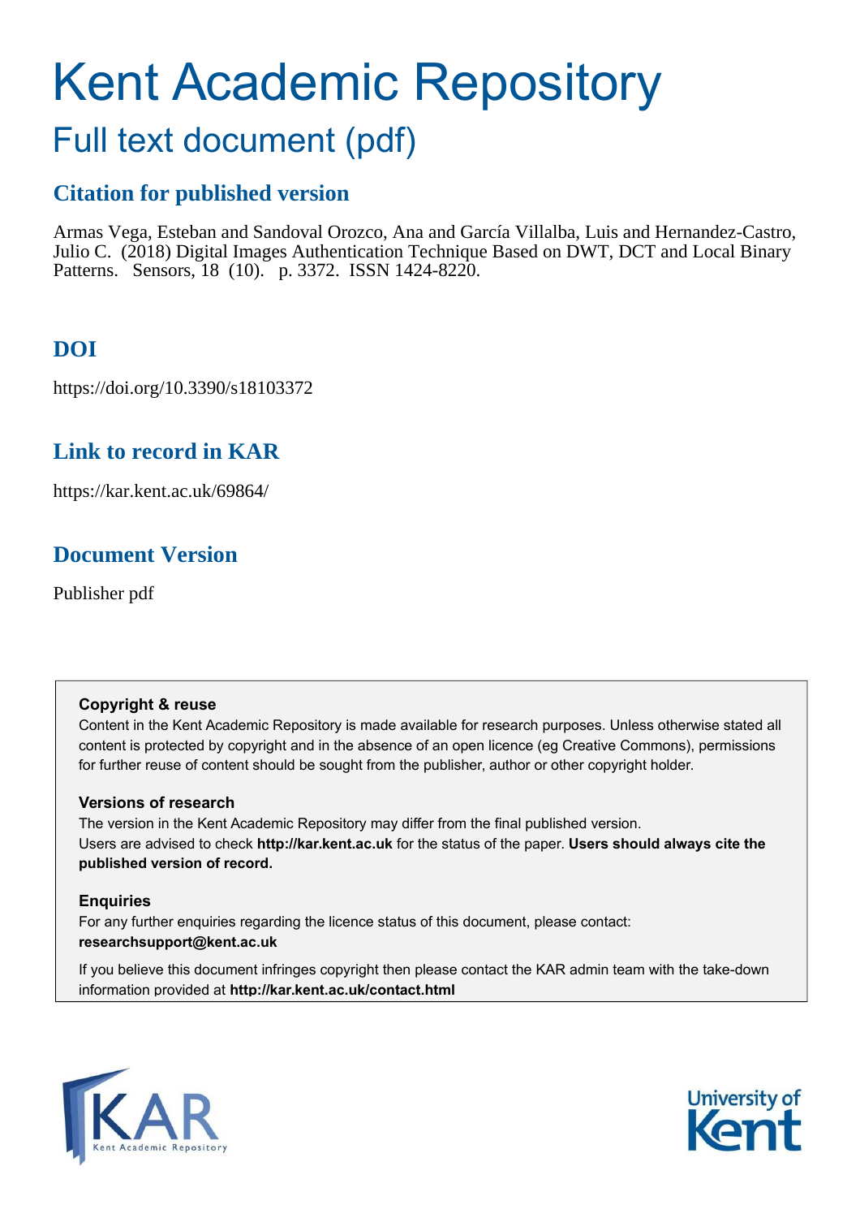# Kent Academic Repository

## Full text document (pdf)

### Citation for published version

Armas Vega, Esteban and Sandoval Orozco, Ana and García Villalba, Luis and Hernandez-Castro, Julio C. (2018) Digital Images Authentication Technique Based on DWT, DCT and Local Binary Patterns. Sensors, 18 (10). p. 3372. ISSN 1424-8220.

### DOI

https://doi.org/10.3390/s18103372

### Link to record in KAR

https://kar.kent.ac.uk/69864/

### Document Version

Publisher pdf

**Copyright & reuse**

Content in the Kent Academic Repository is made available for research purposes. Unless otherwise stated all content is protected by copyright and in the absence of an open licence (eg Creative Commons), permissions for further reuse of content should be sought from the publisher, author or other copyright holder.

**Versions of research**

The version in the Kent Academic Repository may differ from the final published version. Users are advised to check **http://kar.kent.ac.uk** for the status of the paper. **Users should always cite the published version of record.**

**Enquiries**

For any further enquiries regarding the licence status of this document, please contact: **researchsupport@kent.ac.uk**

If you believe this document infringes copyright then please contact the KAR admin team with the take-down information provided at **http://kar.kent.ac.uk/contact.html**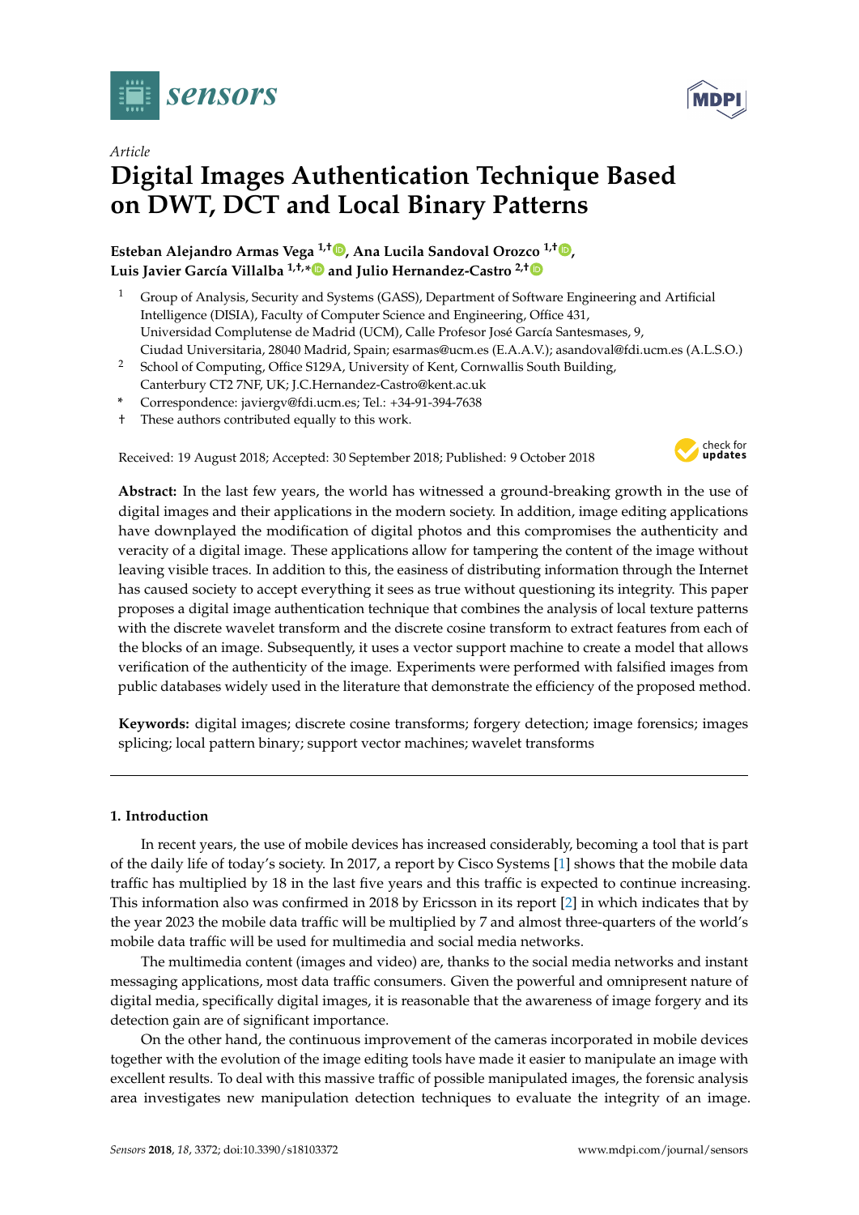Article

# Digital Images Authentication Technique Based on DWT, DCT and Local Binary Patterns

**Esteban Alejandro Armas Vega [1,†], Ana Lucila Sandoval Orozco [1,†], Luis Javier García Villalba [1,†,*] and Julio Hernandez-Castro [2,†]**

[1] Group of Analysis, Security and Systems (GASS), Department of Software Engineering and Artificial Intelligence (DISIA), Faculty of Computer Science and Engineering, Office 431, Universidad Complutense de Madrid (UCM), Calle Profesor José García Santesmases, 9, Ciudad Universitaria, 28040 Madrid, Spain; esarmas@ucm.es (E.A.A.V.); asandoval@fdi.ucm.es (A.L.S.O.)

[2] School of Computing, Office S129A, University of Kent, Cornwallis South Building, Canterbury CT2 7NF, UK; J.C.Hernandez-Castro@kent.ac.uk

\* Correspondence: javiergv@fdi.ucm.es; Tel.: +34-91-394-7638

† These authors contributed equally to this work.

Received: 19 August 2018; Accepted: 30 September 2018; Published: 9 October 2018

**Abstract:** In the last few years, the world has witnessed a ground-breaking growth in the use of digital images and their applications in the modern society. In addition, image editing applications have downplayed the modification of digital photos and this compromises the authenticity and veracity of a digital image. These applications allow for tampering the content of the image without leaving visible traces. In addition to this, the easiness of distributing information through the Internet has caused society to accept everything it sees as true without questioning its integrity. This paper proposes a digital image authentication technique that combines the analysis of local texture patterns with the discrete wavelet transform and the discrete cosine transform to extract features from each of the blocks of an image. Subsequently, it uses a vector support machine to create a model that allows verification of the authenticity of the image. Experiments were performed with falsified images from public databases widely used in the literature that demonstrate the efficiency of the proposed method.

**Keywords:** digital images; discrete cosine transforms; forgery detection; image forensics; images splicing; local pattern binary; support vector machines; wavelet transforms

## 1. Introduction

In recent years, the use of mobile devices has increased considerably, becoming a tool that is part of the daily life of today's society. In 2017, a report by Cisco Systems [1] shows that the mobile data traffic has multiplied by 18 in the last five years and this traffic is expected to continue increasing. This information also was confirmed in 2018 by Ericsson in its report [2] in which indicates that by the year 2023 the mobile data traffic will be multiplied by 7 and almost three-quarters of the world's mobile data traffic will be used for multimedia and social media networks.

The multimedia content (images and video) are, thanks to the social media networks and instant messaging applications, most data traffic consumers. Given the powerful and omnipresent nature of digital media, specifically digital images, it is reasonable that the awareness of image forgery and its detection gain are of significant importance.

On the other hand, the continuous improvement of the cameras incorporated in mobile devices together with the evolution of the image editing tools have made it easier to manipulate an image with excellent results. To deal with this massive traffic of possible manipulated images, the forensic analysis area investigates new manipulation detection techniques to evaluate the integrity of an image.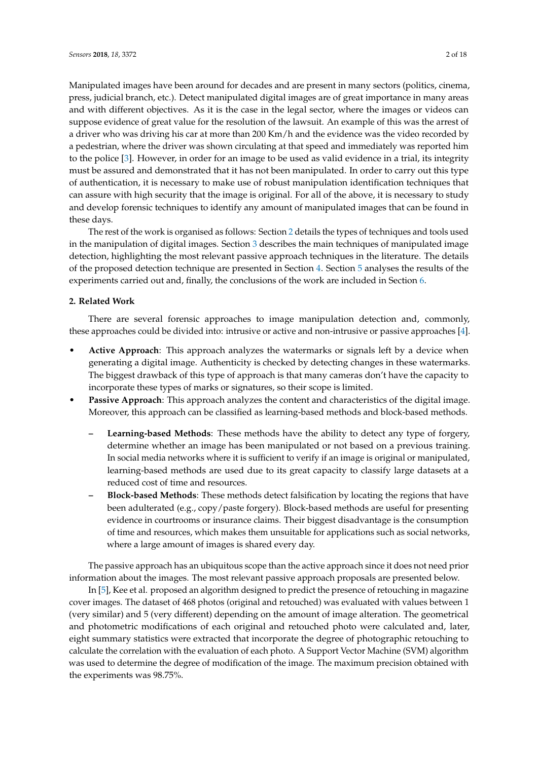Manipulated images have been around for decades and are present in many sectors (politics, cinema, press, judicial branch, etc.). Detect manipulated digital images are of great importance in many areas and with different objectives. As it is the case in the legal sector, where the images or videos can suppose evidence of great value for the resolution of the lawsuit. An example of this was the arrest of a driver who was driving his car at more than 200 Km/h and the evidence was the video recorded by a pedestrian, where the driver was shown circulating at that speed and immediately was reported him to the police [3]. However, in order for an image to be used as valid evidence in a trial, its integrity must be assured and demonstrated that it has not been manipulated. In order to carry out this type of authentication, it is necessary to make use of robust manipulation identification techniques that can assure with high security that the image is original. For all of the above, it is necessary to study and develop forensic techniques to identify any amount of manipulated images that can be found in these days.

The rest of the work is organised as follows: Section 2 details the types of techniques and tools used in the manipulation of digital images. Section 3 describes the main techniques of manipulated image detection, highlighting the most relevant passive approach techniques in the literature. The details of the proposed detection technique are presented in Section 4. Section 5 analyses the results of the experiments carried out and, finally, the conclusions of the work are included in Section 6.

## 2. Related Work

There are several forensic approaches to image manipulation detection and, commonly, these approaches could be divided into: intrusive or active and non-intrusive or passive approaches [4].

- **Active Approach**: This approach analyzes the watermarks or signals left by a device when generating a digital image. Authenticity is checked by detecting changes in these watermarks. The biggest drawback of this type of approach is that many cameras don't have the capacity to incorporate these types of marks or signatures, so their scope is limited.
- **Passive Approach**: This approach analyzes the content and characteristics of the digital image. Moreover, this approach can be classified as learning-based methods and block-based methods.
  - **Learning-based Methods**: These methods have the ability to detect any type of forgery, determine whether an image has been manipulated or not based on a previous training. In social media networks where it is sufficient to verify if an image is original or manipulated, learning-based methods are used due to its great capacity to classify large datasets at a reduced cost of time and resources.
  - **Block-based Methods**: These methods detect falsification by locating the regions that have been adulterated (e.g., copy/paste forgery). Block-based methods are useful for presenting evidence in courtrooms or insurance claims. Their biggest disadvantage is the consumption of time and resources, which makes them unsuitable for applications such as social networks, where a large amount of images is shared every day.

The passive approach has an ubiquitous scope than the active approach since it does not need prior information about the images. The most relevant passive approach proposals are presented below.

In [5], Kee et al. proposed an algorithm designed to predict the presence of retouching in magazine cover images. The dataset of 468 photos (original and retouched) was evaluated with values between 1 (very similar) and 5 (very different) depending on the amount of image alteration. The geometrical and photometric modifications of each original and retouched photo were calculated and, later, eight summary statistics were extracted that incorporate the degree of photographic retouching to calculate the correlation with the evaluation of each photo. A Support Vector Machine (SVM) algorithm was used to determine the degree of modification of the image. The maximum precision obtained with the experiments was 98.75%.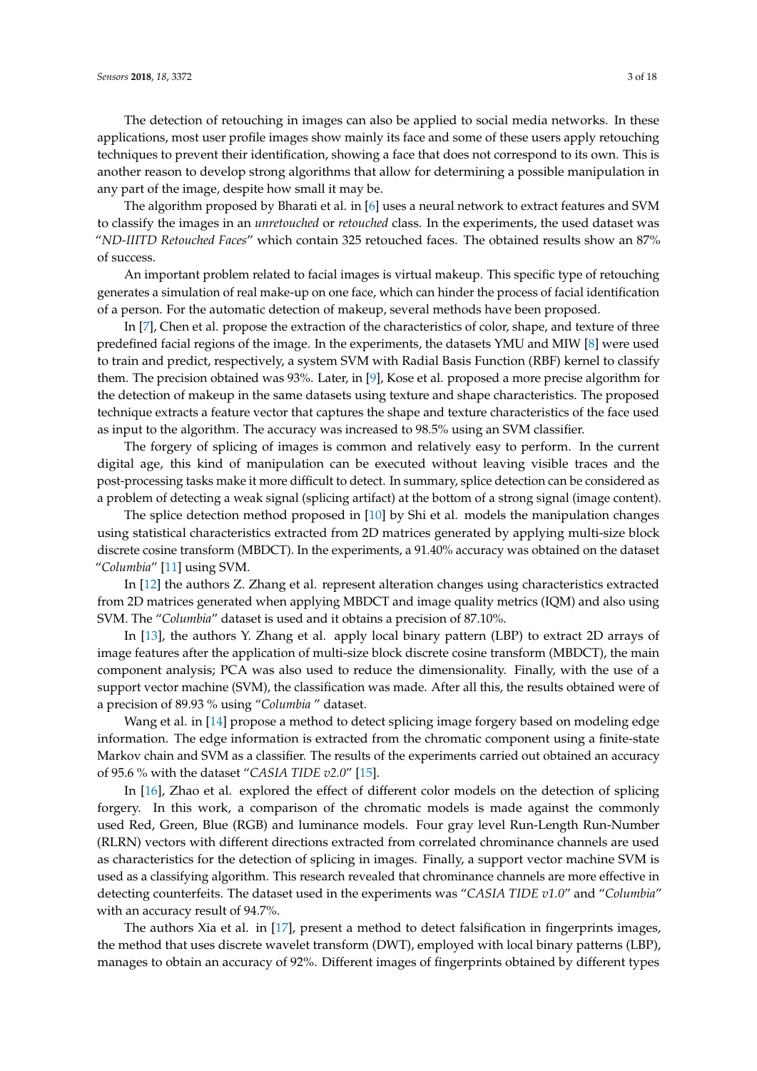The detection of retouching in images can also be applied to social media networks. In these applications, most user profile images show mainly its face and some of these users apply retouching techniques to prevent their identification, showing a face that does not correspond to its own. This is another reason to develop strong algorithms that allow for determining a possible manipulation in any part of the image, despite how small it may be.

The algorithm proposed by Bharati et al. in [6] uses a neural network to extract features and SVM to classify the images in an *unretouched* or *retouched* class. In the experiments, the used dataset was "*ND-IIITD Retouched Faces*" which contain 325 retouched faces. The obtained results show an 87% of success.

An important problem related to facial images is virtual makeup. This specific type of retouching generates a simulation of real make-up on one face, which can hinder the process of facial identification of a person. For the automatic detection of makeup, several methods have been proposed.

In [7], Chen et al. propose the extraction of the characteristics of color, shape, and texture of three predefined facial regions of the image. In the experiments, the datasets YMU and MIW [8] were used to train and predict, respectively, a system SVM with Radial Basis Function (RBF) kernel to classify them. The precision obtained was 93%. Later, in [9], Kose et al. proposed a more precise algorithm for the detection of makeup in the same datasets using texture and shape characteristics. The proposed technique extracts a feature vector that captures the shape and texture characteristics of the face used as input to the algorithm. The accuracy was increased to 98.5% using an SVM classifier.

The forgery of splicing of images is common and relatively easy to perform. In the current digital age, this kind of manipulation can be executed without leaving visible traces and the post-processing tasks make it more difficult to detect. In summary, splice detection can be considered as a problem of detecting a weak signal (splicing artifact) at the bottom of a strong signal (image content).

The splice detection method proposed in [10] by Shi et al. models the manipulation changes using statistical characteristics extracted from 2D matrices generated by applying multi-size block discrete cosine transform (MBDCT). In the experiments, a 91.40% accuracy was obtained on the dataset "*Columbia*" [11] using SVM.

In [12] the authors Z. Zhang et al. represent alteration changes using characteristics extracted from 2D matrices generated when applying MBDCT and image quality metrics (IQM) and also using SVM. The "*Columbia*" dataset is used and it obtains a precision of 87.10%.

In [13], the authors Y. Zhang et al. apply local binary pattern (LBP) to extract 2D arrays of image features after the application of multi-size block discrete cosine transform (MBDCT), the main component analysis; PCA was also used to reduce the dimensionality. Finally, with the use of a support vector machine (SVM), the classification was made. After all this, the results obtained were of a precision of 89.93 % using "*Columbia* " dataset.

Wang et al. in [14] propose a method to detect splicing image forgery based on modeling edge information. The edge information is extracted from the chromatic component using a finite-state Markov chain and SVM as a classifier. The results of the experiments carried out obtained an accuracy of 95.6 % with the dataset "*CASIA TIDE v2.0*" [15].

In [16], Zhao et al. explored the effect of different color models on the detection of splicing forgery. In this work, a comparison of the chromatic models is made against the commonly used Red, Green, Blue (RGB) and luminance models. Four gray level Run-Length Run-Number (RLRN) vectors with different directions extracted from correlated chrominance channels are used as characteristics for the detection of splicing in images. Finally, a support vector machine SVM is used as a classifying algorithm. This research revealed that chrominance channels are more effective in detecting counterfeits. The dataset used in the experiments was "*CASIA TIDE v1.0*" and "*Columbia*" with an accuracy result of 94.7%.

The authors Xia et al. in [17], present a method to detect falsification in fingerprints images, the method that uses discrete wavelet transform (DWT), employed with local binary patterns (LBP), manages to obtain an accuracy of 92%. Different images of fingerprints obtained by different types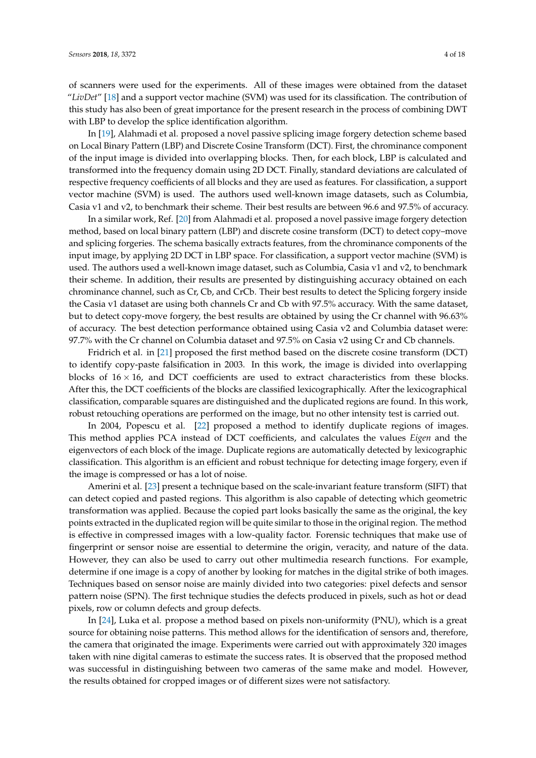of scanners were used for the experiments. All of these images were obtained from the dataset "*LivDet*" [18] and a support vector machine (SVM) was used for its classification. The contribution of this study has also been of great importance for the present research in the process of combining DWT with LBP to develop the splice identification algorithm.

In [19], Alahmadi et al. proposed a novel passive splicing image forgery detection scheme based on Local Binary Pattern (LBP) and Discrete Cosine Transform (DCT). First, the chrominance component of the input image is divided into overlapping blocks. Then, for each block, LBP is calculated and transformed into the frequency domain using 2D DCT. Finally, standard deviations are calculated of respective frequency coefficients of all blocks and they are used as features. For classification, a support vector machine (SVM) is used. The authors used well-known image datasets, such as Columbia, Casia v1 and v2, to benchmark their scheme. Their best results are between 96.6 and 97.5% of accuracy.

In a similar work, Ref. [20] from Alahmadi et al. proposed a novel passive image forgery detection method, based on local binary pattern (LBP) and discrete cosine transform (DCT) to detect copy–move and splicing forgeries. The schema basically extracts features, from the chrominance components of the input image, by applying 2D DCT in LBP space. For classification, a support vector machine (SVM) is used. The authors used a well-known image dataset, such as Columbia, Casia v1 and v2, to benchmark their scheme. In addition, their results are presented by distinguishing accuracy obtained on each chrominance channel, such as Cr, Cb, and CrCb. Their best results to detect the Splicing forgery inside the Casia v1 dataset are using both channels Cr and Cb with 97.5% accuracy. With the same dataset, but to detect copy-move forgery, the best results are obtained by using the Cr channel with 96.63% of accuracy. The best detection performance obtained using Casia v2 and Columbia dataset were: 97.7% with the Cr channel on Columbia dataset and 97.5% on Casia v2 using Cr and Cb channels.

Fridrich et al. in [21] proposed the first method based on the discrete cosine transform (DCT) to identify copy-paste falsification in 2003. In this work, the image is divided into overlapping blocks of $16 \times 16$, and DCT coefficients are used to extract characteristics from these blocks. After this, the DCT coefficients of the blocks are classified lexicographically. After the lexicographical classification, comparable squares are distinguished and the duplicated regions are found. In this work, robust retouching operations are performed on the image, but no other intensity test is carried out.

In 2004, Popescu et al. [22] proposed a method to identify duplicate regions of images. This method applies PCA instead of DCT coefficients, and calculates the values *Eigen* and the eigenvectors of each block of the image. Duplicate regions are automatically detected by lexicographic classification. This algorithm is an efficient and robust technique for detecting image forgery, even if the image is compressed or has a lot of noise.

Amerini et al. [23] present a technique based on the scale-invariant feature transform (SIFT) that can detect copied and pasted regions. This algorithm is also capable of detecting which geometric transformation was applied. Because the copied part looks basically the same as the original, the key points extracted in the duplicated region will be quite similar to those in the original region. The method is effective in compressed images with a low-quality factor. Forensic techniques that make use of fingerprint or sensor noise are essential to determine the origin, veracity, and nature of the data. However, they can also be used to carry out other multimedia research functions. For example, determine if one image is a copy of another by looking for matches in the digital strike of both images. Techniques based on sensor noise are mainly divided into two categories: pixel defects and sensor pattern noise (SPN). The first technique studies the defects produced in pixels, such as hot or dead pixels, row or column defects and group defects.

In [24], Luka et al. propose a method based on pixels non-uniformity (PNU), which is a great source for obtaining noise patterns. This method allows for the identification of sensors and, therefore, the camera that originated the image. Experiments were carried out with approximately 320 images taken with nine digital cameras to estimate the success rates. It is observed that the proposed method was successful in distinguishing between two cameras of the same make and model. However, the results obtained for cropped images or of different sizes were not satisfactory.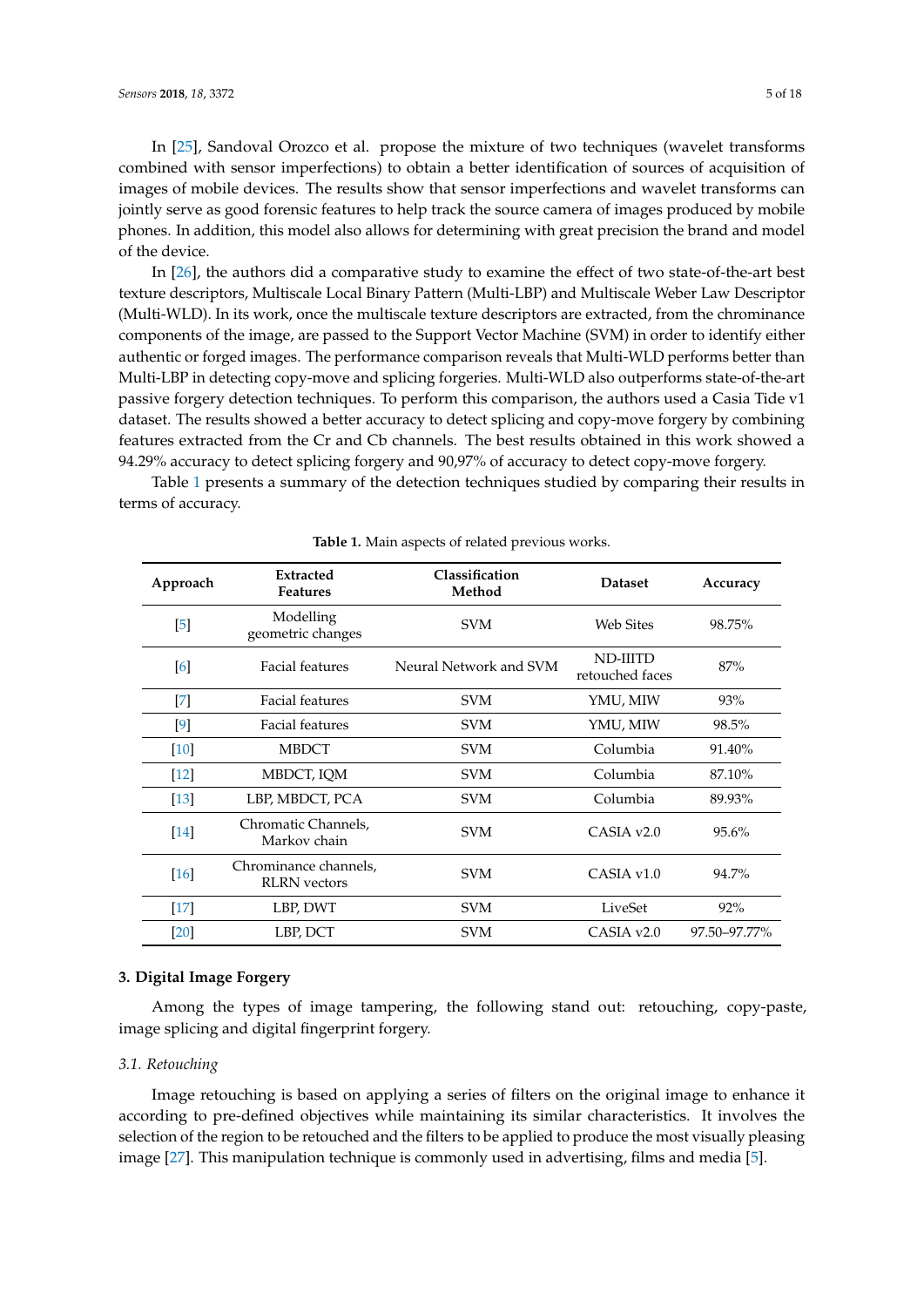In [25], Sandoval Orozco et al. propose the mixture of two techniques (wavelet transforms combined with sensor imperfections) to obtain a better identification of sources of acquisition of images of mobile devices. The results show that sensor imperfections and wavelet transforms can jointly serve as good forensic features to help track the source camera of images produced by mobile phones. In addition, this model also allows for determining with great precision the brand and model of the device.

In [26], the authors did a comparative study to examine the effect of two state-of-the-art best texture descriptors, Multiscale Local Binary Pattern (Multi-LBP) and Multiscale Weber Law Descriptor (Multi-WLD). In its work, once the multiscale texture descriptors are extracted, from the chrominance components of the image, are passed to the Support Vector Machine (SVM) in order to identify either authentic or forged images. The performance comparison reveals that Multi-WLD performs better than Multi-LBP in detecting copy-move and splicing forgeries. Multi-WLD also outperforms state-of-the-art passive forgery detection techniques. To perform this comparison, the authors used a Casia Tide v1 dataset. The results showed a better accuracy to detect splicing and copy-move forgery by combining features extracted from the Cr and Cb channels. The best results obtained in this work showed a 94.29% accuracy to detect splicing forgery and 90,97% of accuracy to detect copy-move forgery.

Table 1 presents a summary of the detection techniques studied by comparing their results in terms of accuracy.

**Table 1.** Main aspects of related previous works.

| Approach | Extracted Features | Classification Method | Dataset | Accuracy |
|---|---|---|---|---|
| [5] | Modelling geometric changes | SVM | Web Sites | 98.75% |
| [6] | Facial features | Neural Network and SVM | ND-IIITD retouched faces | 87% |
| [7] | Facial features | SVM | YMU, MIW | 93% |
| [9] | Facial features | SVM | YMU, MIW | 98.5% |
| [10] | MBDCT | SVM | Columbia | 91.40% |
| [12] | MBDCT, IQM | SVM | Columbia | 87.10% |
| [13] | LBP, MBDCT, PCA | SVM | Columbia | 89.93% |
| [14] | Chromatic Channels, Markov chain | SVM | CASIA v2.0 | 95.6% |
| [16] | Chrominance channels, RLRN vectors | SVM | CASIA v1.0 | 94.7% |
| [17] | LBP, DWT | SVM | LiveSet | 92% |
| [20] | LBP, DCT | SVM | CASIA v2.0 | 97.50–97.77% |

## 3. Digital Image Forgery

Among the types of image tampering, the following stand out: retouching, copy-paste, image splicing and digital fingerprint forgery.

### 3.1. Retouching

Image retouching is based on applying a series of filters on the original image to enhance it according to pre-defined objectives while maintaining its similar characteristics. It involves the selection of the region to be retouched and the filters to be applied to produce the most visually pleasing image [27]. This manipulation technique is commonly used in advertising, films and media [5].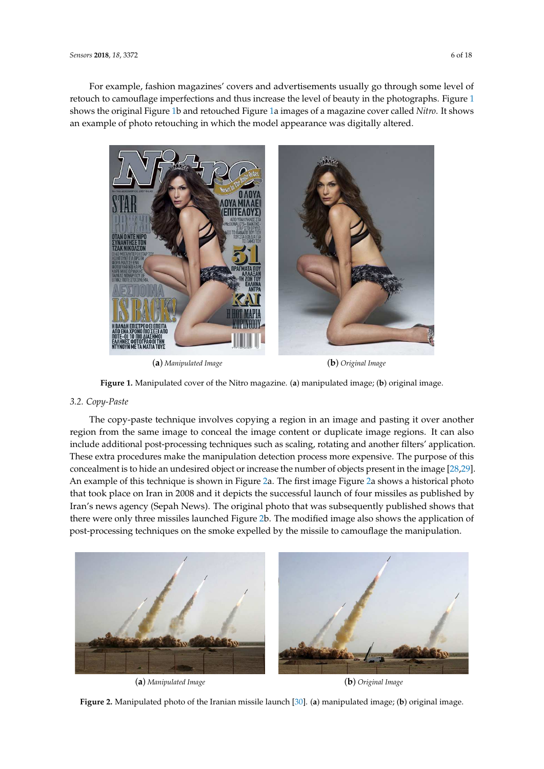For example, fashion magazines' covers and advertisements usually go through some level of retouch to camouflage imperfections and thus increase the level of beauty in the photographs. Figure 1 shows the original Figure 1b and retouched Figure 1a images of a magazine cover called *Nitro*. It shows an example of photo retouching in which the model appearance was digitally altered.

(**a**) *Manipulated Image* (**b**) *Original Image*

**Figure 1.** Manipulated cover of the Nitro magazine. (**a**) manipulated image; (**b**) original image.

### 3.2. Copy-Paste

The copy-paste technique involves copying a region in an image and pasting it over another region from the same image to conceal the image content or duplicate image regions. It can also include additional post-processing techniques such as scaling, rotating and another filters' application. These extra procedures make the manipulation detection process more expensive. The purpose of this concealment is to hide an undesired object or increase the number of objects present in the image [28,29]. An example of this technique is shown in Figure 2a. The first image Figure 2a shows a historical photo that took place on Iran in 2008 and it depicts the successful launch of four missiles as published by Iran's news agency (Sepah News). The original photo that was subsequently published shows that there were only three missiles launched Figure 2b. The modified image also shows the application of post-processing techniques on the smoke expelled by the missile to camouflage the manipulation.

(**a**) *Manipulated Image* (**b**) *Original Image*

**Figure 2.** Manipulated photo of the Iranian missile launch [30]. (**a**) manipulated image; (**b**) original image.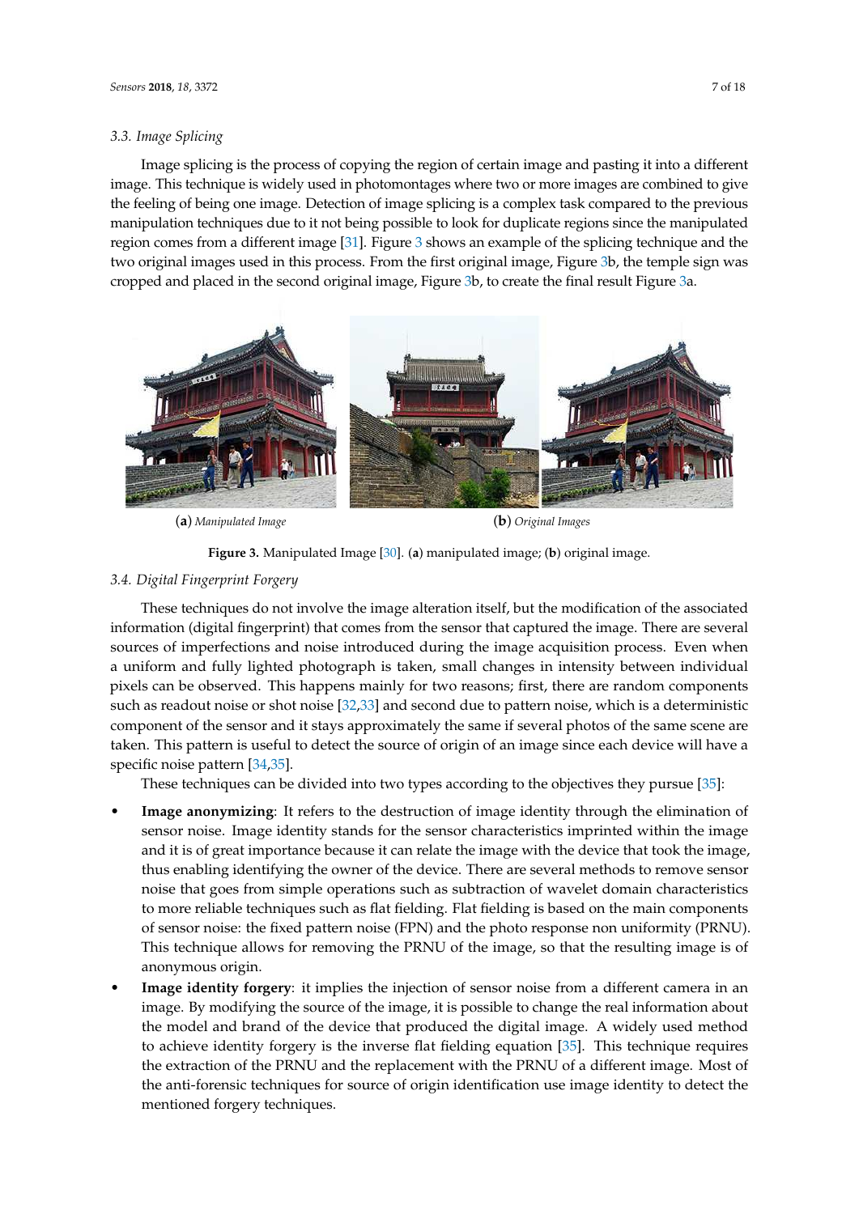### 3.3. Image Splicing

Image splicing is the process of copying the region of certain image and pasting it into a different image. This technique is widely used in photomontages where two or more images are combined to give the feeling of being one image. Detection of image splicing is a complex task compared to the previous manipulation techniques due to it not being possible to look for duplicate regions since the manipulated region comes from a different image [31]. Figure 3 shows an example of the splicing technique and the two original images used in this process. From the first original image, Figure 3b, the temple sign was cropped and placed in the second original image, Figure 3b, to create the final result Figure 3a.

(**a**) *Manipulated Image* (**b**) *Original Images*

**Figure 3.** Manipulated Image [30]. (**a**) manipulated image; (**b**) original image.

### 3.4. Digital Fingerprint Forgery

These techniques do not involve the image alteration itself, but the modification of the associated information (digital fingerprint) that comes from the sensor that captured the image. There are several sources of imperfections and noise introduced during the image acquisition process. Even when a uniform and fully lighted photograph is taken, small changes in intensity between individual pixels can be observed. This happens mainly for two reasons; first, there are random components such as readout noise or shot noise [32,33] and second due to pattern noise, which is a deterministic component of the sensor and it stays approximately the same if several photos of the same scene are taken. This pattern is useful to detect the source of origin of an image since each device will have a specific noise pattern [34,35].

These techniques can be divided into two types according to the objectives they pursue [35]:

- **Image anonymizing**: It refers to the destruction of image identity through the elimination of sensor noise. Image identity stands for the sensor characteristics imprinted within the image and it is of great importance because it can relate the image with the device that took the image, thus enabling identifying the owner of the device. There are several methods to remove sensor noise that goes from simple operations such as subtraction of wavelet domain characteristics to more reliable techniques such as flat fielding. Flat fielding is based on the main components of sensor noise: the fixed pattern noise (FPN) and the photo response non uniformity (PRNU). This technique allows for removing the PRNU of the image, so that the resulting image is of anonymous origin.
- **Image identity forgery**: it implies the injection of sensor noise from a different camera in an image. By modifying the source of the image, it is possible to change the real information about the model and brand of the device that produced the digital image. A widely used method to achieve identity forgery is the inverse flat fielding equation [35]. This technique requires the extraction of the PRNU and the replacement with the PRNU of a different image. Most of the anti-forensic techniques for source of origin identification use image identity to detect the mentioned forgery techniques.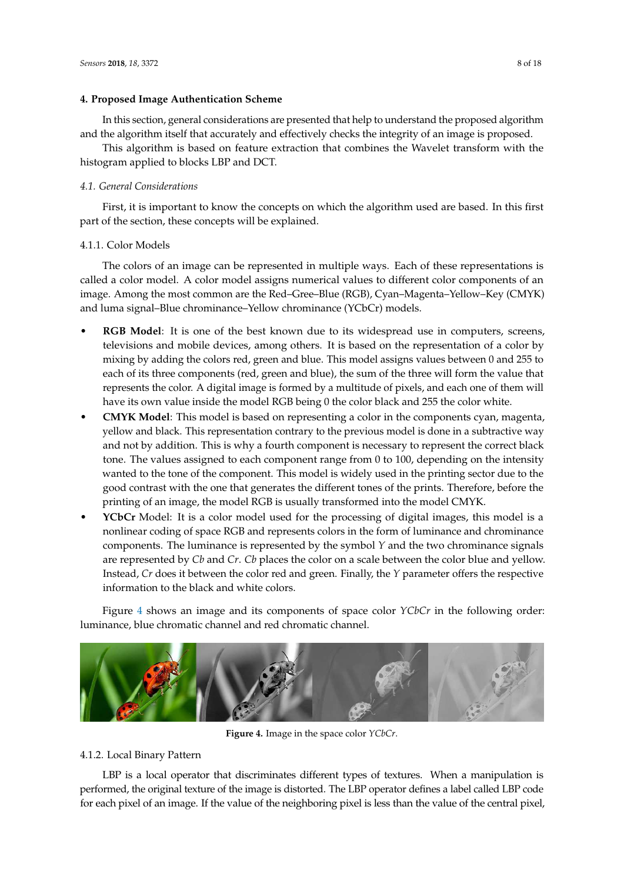## 4. Proposed Image Authentication Scheme

In this section, general considerations are presented that help to understand the proposed algorithm and the algorithm itself that accurately and effectively checks the integrity of an image is proposed.

This algorithm is based on feature extraction that combines the Wavelet transform with the histogram applied to blocks LBP and DCT.

### 4.1. General Considerations

First, it is important to know the concepts on which the algorithm used are based. In this first part of the section, these concepts will be explained.

#### 4.1.1. Color Models

The colors of an image can be represented in multiple ways. Each of these representations is called a color model. A color model assigns numerical values to different color components of an image. Among the most common are the Red–Gree–Blue (RGB), Cyan–Magenta–Yellow–Key (CMYK) and luma signal–Blue chrominance–Yellow chrominance (YCbCr) models.

- **RGB Model**: It is one of the best known due to its widespread use in computers, screens, televisions and mobile devices, among others. It is based on the representation of a color by mixing by adding the colors red, green and blue. This model assigns values between 0 and 255 to each of its three components (red, green and blue), the sum of the three will form the value that represents the color. A digital image is formed by a multitude of pixels, and each one of them will have its own value inside the model RGB being 0 the color black and 255 the color white.
- **CMYK Model**: This model is based on representing a color in the components cyan, magenta, yellow and black. This representation contrary to the previous model is done in a subtractive way and not by addition. This is why a fourth component is necessary to represent the correct black tone. The values assigned to each component range from 0 to 100, depending on the intensity wanted to the tone of the component. This model is widely used in the printing sector due to the good contrast with the one that generates the different tones of the prints. Therefore, before the printing of an image, the model RGB is usually transformed into the model CMYK.
- **YCbCr** Model: It is a color model used for the processing of digital images, this model is a nonlinear coding of space RGB and represents colors in the form of luminance and chrominance components. The luminance is represented by the symbol $Y$ and the two chrominance signals are represented by $Cb$ and $Cr$. $Cb$ places the color on a scale between the color blue and yellow. Instead, $Cr$ does it between the color red and green. Finally, the $Y$ parameter offers the respective information to the black and white colors.

Figure 4 shows an image and its components of space color $YCbCr$ in the following order: luminance, blue chromatic channel and red chromatic channel.

**Figure 4.** Image in the space color $YCbCr$.

#### 4.1.2. Local Binary Pattern

LBP is a local operator that discriminates different types of textures. When a manipulation is performed, the original texture of the image is distorted. The LBP operator defines a label called LBP code for each pixel of an image. If the value of the neighboring pixel is less than the value of the central pixel,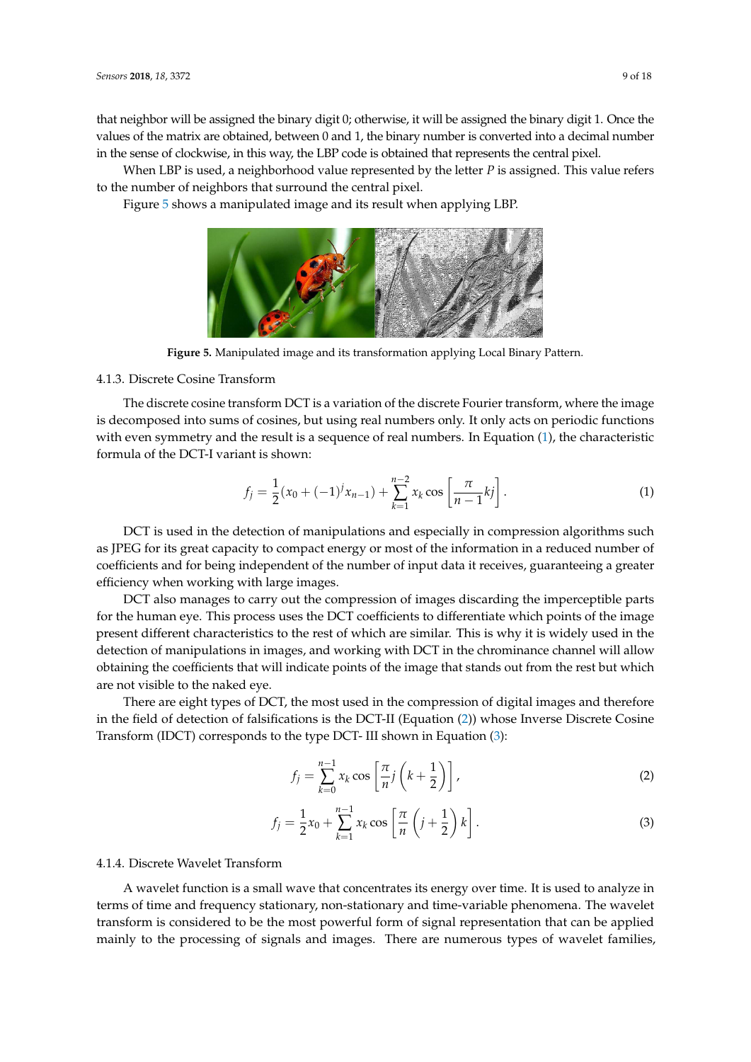that neighbor will be assigned the binary digit 0; otherwise, it will be assigned the binary digit 1. Once the values of the matrix are obtained, between 0 and 1, the binary number is converted into a decimal number in the sense of clockwise, in this way, the LBP code is obtained that represents the central pixel.

When LBP is used, a neighborhood value represented by the letter $P$ is assigned. This value refers to the number of neighbors that surround the central pixel.

Figure 5 shows a manipulated image and its result when applying LBP.

**Figure 5.** Manipulated image and its transformation applying Local Binary Pattern.

#### 4.1.3. Discrete Cosine Transform

The discrete cosine transform DCT is a variation of the discrete Fourier transform, where the image is decomposed into sums of cosines, but using real numbers only. It only acts on periodic functions with even symmetry and the result is a sequence of real numbers. In Equation (1), the characteristic formula of the DCT-I variant is shown:

$$f_j = \frac{1}{2}(x_0 + (-1)^j x_{n-1}) + \sum_{k=1}^{n-2} x_k \cos\left[\frac{\pi}{n-1}kj\right]. \tag{1}$$

DCT is used in the detection of manipulations and especially in compression algorithms such as JPEG for its great capacity to compact energy or most of the information in a reduced number of coefficients and for being independent of the number of input data it receives, guaranteeing a greater efficiency when working with large images.

DCT also manages to carry out the compression of images discarding the imperceptible parts for the human eye. This process uses the DCT coefficients to differentiate which points of the image present different characteristics to the rest of which are similar. This is why it is widely used in the detection of manipulations in images, and working with DCT in the chrominance channel will allow obtaining the coefficients that will indicate points of the image that stands out from the rest but which are not visible to the naked eye.

There are eight types of DCT, the most used in the compression of digital images and therefore in the field of detection of falsifications is the DCT-II (Equation (2)) whose Inverse Discrete Cosine Transform (IDCT) corresponds to the type DCT- III shown in Equation (3):

$$f_j = \sum_{k=0}^{n-1} x_k \cos\left[\frac{\pi}{n} j \left(k + \frac{1}{2}\right)\right], \tag{2}$$

$$f_j = \frac{1}{2}x_0 + \sum_{k=1}^{n-1} x_k \cos\left[\frac{\pi}{n}\left(j + \frac{1}{2}\right)k\right]. \tag{3}$$

#### 4.1.4. Discrete Wavelet Transform

A wavelet function is a small wave that concentrates its energy over time. It is used to analyze in terms of time and frequency stationary, non-stationary and time-variable phenomena. The wavelet transform is considered to be the most powerful form of signal representation that can be applied mainly to the processing of signals and images. There are numerous types of wavelet families,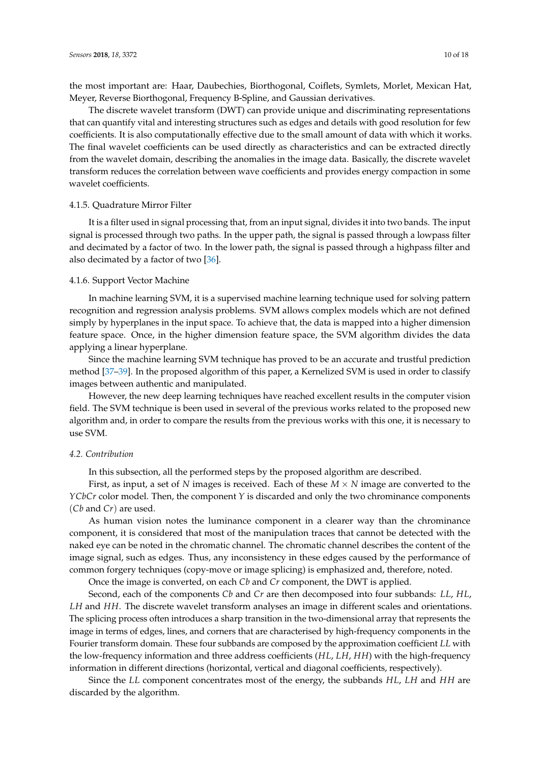the most important are: Haar, Daubechies, Biorthogonal, Coiflets, Symlets, Morlet, Mexican Hat, Meyer, Reverse Biorthogonal, Frequency B-Spline, and Gaussian derivatives.

The discrete wavelet transform (DWT) can provide unique and discriminating representations that can quantify vital and interesting structures such as edges and details with good resolution for few coefficients. It is also computationally effective due to the small amount of data with which it works. The final wavelet coefficients can be used directly as characteristics and can be extracted directly from the wavelet domain, describing the anomalies in the image data. Basically, the discrete wavelet transform reduces the correlation between wave coefficients and provides energy compaction in some wavelet coefficients.

#### 4.1.5. Quadrature Mirror Filter

It is a filter used in signal processing that, from an input signal, divides it into two bands. The input signal is processed through two paths. In the upper path, the signal is passed through a lowpass filter and decimated by a factor of two. In the lower path, the signal is passed through a highpass filter and also decimated by a factor of two [36].

#### 4.1.6. Support Vector Machine

In machine learning SVM, it is a supervised machine learning technique used for solving pattern recognition and regression analysis problems. SVM allows complex models which are not defined simply by hyperplanes in the input space. To achieve that, the data is mapped into a higher dimension feature space. Once, in the higher dimension feature space, the SVM algorithm divides the data applying a linear hyperplane.

Since the machine learning SVM technique has proved to be an accurate and trustful prediction method [37–39]. In the proposed algorithm of this paper, a Kernelized SVM is used in order to classify images between authentic and manipulated.

However, the new deep learning techniques have reached excellent results in the computer vision field. The SVM technique is been used in several of the previous works related to the proposed new algorithm and, in order to compare the results from the previous works with this one, it is necessary to use SVM.

### *4.2. Contribution*

In this subsection, all the performed steps by the proposed algorithm are described.

First, as input, a set of $N$ images is received. Each of these $M \times N$ image are converted to the $YCbCr$ color model. Then, the component $Y$ is discarded and only the two chrominance components ($Cb$ and $Cr$) are used.

As human vision notes the luminance component in a clearer way than the chrominance component, it is considered that most of the manipulation traces that cannot be detected with the naked eye can be noted in the chromatic channel. The chromatic channel describes the content of the image signal, such as edges. Thus, any inconsistency in these edges caused by the performance of common forgery techniques (copy-move or image splicing) is emphasized and, therefore, noted.

Once the image is converted, on each $Cb$ and $Cr$ component, the DWT is applied.

Second, each of the components $Cb$ and $Cr$ are then decomposed into four subbands: $LL$, $HL$, $LH$ and $HH$. The discrete wavelet transform analyses an image in different scales and orientations. The splicing process often introduces a sharp transition in the two-dimensional array that represents the image in terms of edges, lines, and corners that are characterised by high-frequency components in the Fourier transform domain. These four subbands are composed by the approximation coefficient $LL$ with the low-frequency information and three address coefficients ($HL$, $LH$, $HH$) with the high-frequency information in different directions (horizontal, vertical and diagonal coefficients, respectively).

Since the $LL$ component concentrates most of the energy, the subbands $HL$, $LH$ and $HH$ are discarded by the algorithm.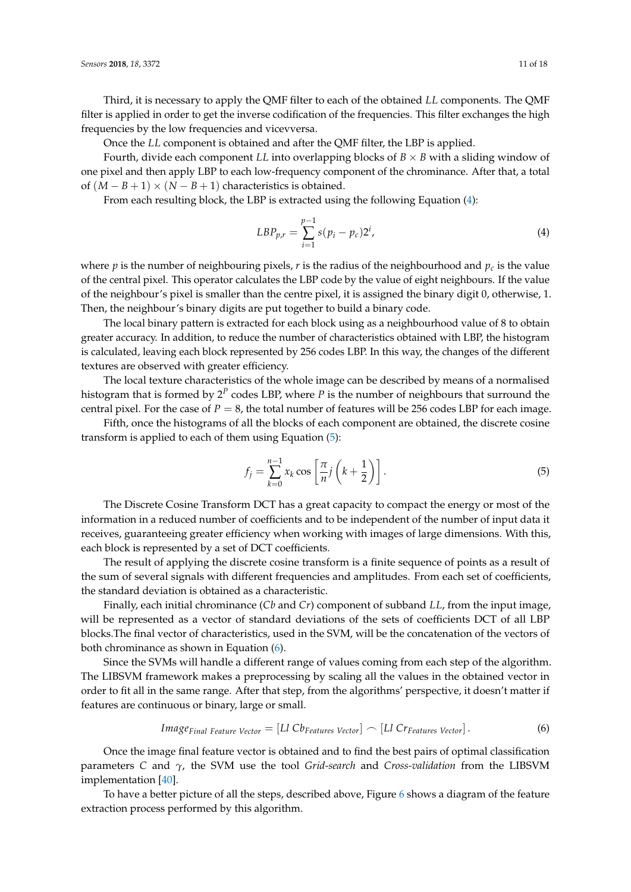Third, it is necessary to apply the QMF filter to each of the obtained *LL* components. The QMF filter is applied in order to get the inverse codification of the frequencies. This filter exchanges the high frequencies by the low frequencies and vicevversa.

Once the *LL* component is obtained and after the QMF filter, the LBP is applied.

Fourth, divide each component *LL* into overlapping blocks of $B \times B$ with a sliding window of one pixel and then apply LBP to each low-frequency component of the chrominance. After that, a total of $(M - B + 1) \times (N - B + 1)$ characteristics is obtained.

From each resulting block, the LBP is extracted using the following Equation (4):

$$LBP_{p,r} = \sum_{i=1}^{p-1} s(p_i - p_c)2^i, \tag{4}$$

where $p$ is the number of neighbouring pixels, $r$ is the radius of the neighbourhood and $p_c$ is the value of the central pixel. This operator calculates the LBP code by the value of eight neighbours. If the value of the neighbour's pixel is smaller than the centre pixel, it is assigned the binary digit 0, otherwise, 1. Then, the neighbour's binary digits are put together to build a binary code.

The local binary pattern is extracted for each block using as a neighbourhood value of 8 to obtain greater accuracy. In addition, to reduce the number of characteristics obtained with LBP, the histogram is calculated, leaving each block represented by 256 codes LBP. In this way, the changes of the different textures are observed with greater efficiency.

The local texture characteristics of the whole image can be described by means of a normalised histogram that is formed by $2^P$ codes LBP, where $P$ is the number of neighbours that surround the central pixel. For the case of $P = 8$, the total number of features will be 256 codes LBP for each image.

Fifth, once the histograms of all the blocks of each component are obtained, the discrete cosine transform is applied to each of them using Equation (5):

$$f_j = \sum_{k=0}^{n-1} x_k \cos\left[\frac{\pi}{n} j \left(k + \frac{1}{2}\right)\right]. \tag{5}$$

The Discrete Cosine Transform DCT has a great capacity to compact the energy or most of the information in a reduced number of coefficients and to be independent of the number of input data it receives, guaranteeing greater efficiency when working with images of large dimensions. With this, each block is represented by a set of DCT coefficients.

The result of applying the discrete cosine transform is a finite sequence of points as a result of the sum of several signals with different frequencies and amplitudes. From each set of coefficients, the standard deviation is obtained as a characteristic.

Finally, each initial chrominance (*Cb* and *Cr*) component of subband *LL*, from the input image, will be represented as a vector of standard deviations of the sets of coefficients DCT of all LBP blocks.The final vector of characteristics, used in the SVM, will be the concatenation of the vectors of both chrominance as shown in Equation (6).

Since the SVMs will handle a different range of values coming from each step of the algorithm. The LIBSVM framework makes a preprocessing by scaling all the values in the obtained vector in order to fit all in the same range. After that step, from the algorithms' perspective, it doesn't matter if features are continuous or binary, large or small.

$$Image_{Final\ Feature\ Vector} = [Ll\ Cb_{Features\ Vector}] \frown [Ll\ Cr_{Features\ Vector}]. \tag{6}$$

Once the image final feature vector is obtained and to find the best pairs of optimal classification parameters $C$ and $\gamma$, the SVM use the tool *Grid-search* and *Cross-validation* from the LIBSVM implementation [40].

To have a better picture of all the steps, described above, Figure 6 shows a diagram of the feature extraction process performed by this algorithm.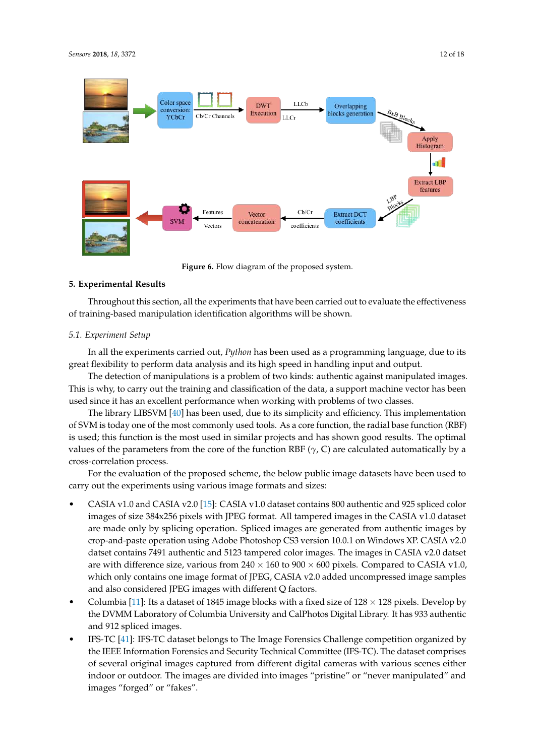Figure 6. Flow diagram of the proposed system.

## 5. Experimental Results

Throughout this section, all the experiments that have been carried out to evaluate the effectiveness of training-based manipulation identification algorithms will be shown.

### 5.1. Experiment Setup

In all the experiments carried out, *Python* has been used as a programming language, due to its great flexibility to perform data analysis and its high speed in handling input and output.

The detection of manipulations is a problem of two kinds: authentic against manipulated images. This is why, to carry out the training and classification of the data, a support machine vector has been used since it has an excellent performance when working with problems of two classes.

The library LIBSVM [40] has been used, due to its simplicity and efficiency. This implementation of SVM is today one of the most commonly used tools. As a core function, the radial base function (RBF) is used; this function is the most used in similar projects and has shown good results. The optimal values of the parameters from the core of the function RBF ($\gamma$, C) are calculated automatically by a cross-correlation process.

For the evaluation of the proposed scheme, the below public image datasets have been used to carry out the experiments using various image formats and sizes:

- CASIA v1.0 and CASIA v2.0 [15]: CASIA v1.0 dataset contains 800 authentic and 925 spliced color images of size 384x256 pixels with JPEG format. All tampered images in the CASIA v1.0 dataset are made only by splicing operation. Spliced images are generated from authentic images by crop-and-paste operation using Adobe Photoshop CS3 version 10.0.1 on Windows XP. CASIA v2.0 datset contains 7491 authentic and 5123 tampered color images. The images in CASIA v2.0 datset are with difference size, various from $240 \times 160$ to $900 \times 600$ pixels. Compared to CASIA v1.0, which only contains one image format of JPEG, CASIA v2.0 added uncompressed image samples and also considered JPEG images with different Q factors.
- Columbia [11]: Its a dataset of 1845 image blocks with a fixed size of $128 \times 128$ pixels. Develop by the DVMM Laboratory of Columbia University and CalPhotos Digital Library. It has 933 authentic and 912 spliced images.
- IFS-TC [41]: IFS-TC dataset belongs to The Image Forensics Challenge competition organized by the IEEE Information Forensics and Security Technical Committee (IFS-TC). The dataset comprises of several original images captured from different digital cameras with various scenes either indoor or outdoor. The images are divided into images "pristine" or "never manipulated" and images "forged" or "fakes".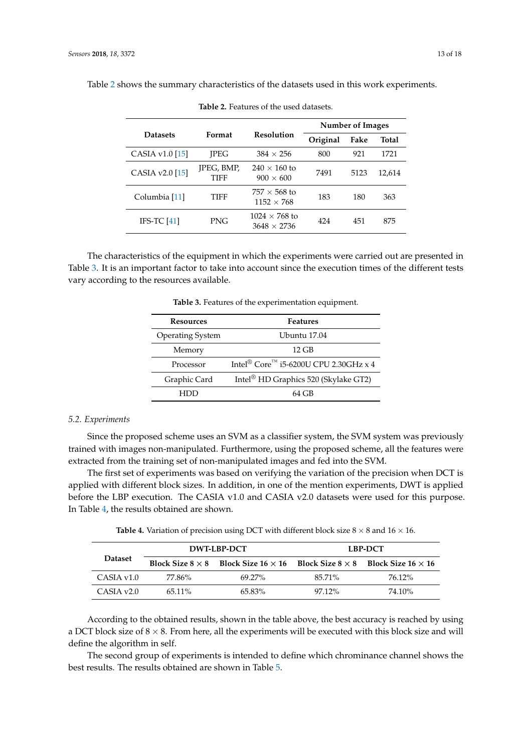Table 2 shows the summary characteristics of the datasets used in this work experiments.

**Table 2.** Features of the used datasets.

| Datasets | Format | Resolution | Number of Images | | |
|---|---|---|---|---|---|
| | | | Original | Fake | Total |
| CASIA v1.0 [15] | JPEG | 384 × 256 | 800 | 921 | 1721 |
| CASIA v2.0 [15] | JPEG, BMP, TIFF | 240 × 160 to 900 × 600 | 7491 | 5123 | 12,614 |
| Columbia [11] | TIFF | 757 × 568 to 1152 × 768 | 183 | 180 | 363 |
| IFS-TC [41] | PNG | 1024 × 768 to 3648 × 2736 | 424 | 451 | 875 |

The characteristics of the equipment in which the experiments were carried out are presented in Table 3. It is an important factor to take into account since the execution times of the different tests vary according to the resources available.

**Table 3.** Features of the experimentation equipment.

| Resources | Features |
|---|---|
| Operating System | Ubuntu 17.04 |
| Memory | 12 GB |
| Processor | Intel® Core™ i5-6200U CPU 2.30GHz x 4 |
| Graphic Card | Intel® HD Graphics 520 (Skylake GT2) |
| HDD | 64 GB |

### 5.2. Experiments

Since the proposed scheme uses an SVM as a classifier system, the SVM system was previously trained with images non-manipulated. Furthermore, using the proposed scheme, all the features were extracted from the training set of non-manipulated images and fed into the SVM.

The first set of experiments was based on verifying the variation of the precision when DCT is applied with different block sizes. In addition, in one of the mention experiments, DWT is applied before the LBP execution. The CASIA v1.0 and CASIA v2.0 datasets were used for this purpose. In Table 4, the results obtained are shown.

**Table 4.** Variation of precision using DCT with different block size $8 \times 8$ and $16 \times 16$.

| Dataset | DWT-LBP-DCT | | LBP-DCT | |
|---|---|---|---|---|
| | Block Size $8 \times 8$ | Block Size $16 \times 16$ | Block Size $8 \times 8$ | Block Size $16 \times 16$ |
| CASIA v1.0 | 77.86% | 69.27% | 85.71% | 76.12% |
| CASIA v2.0 | 65.11% | 65.83% | 97.12% | 74.10% |

According to the obtained results, shown in the table above, the best accuracy is reached by using a DCT block size of $8 \times 8$. From here, all the experiments will be executed with this block size and will define the algorithm in self.

The second group of experiments is intended to define which chrominance channel shows the best results. The results obtained are shown in Table 5.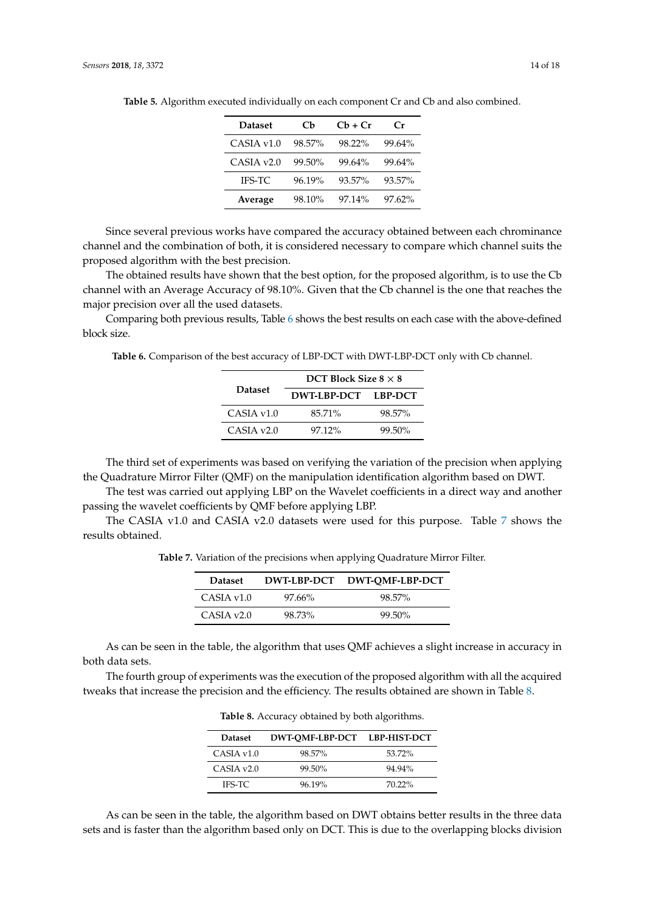**Table 5.** Algorithm executed individually on each component Cr and Cb and also combined.

| Dataset | Cb | Cb + Cr | Cr |
|---|---|---|---|
| CASIA v1.0 | 98.57% | 98.22% | 99.64% |
| CASIA v2.0 | 99.50% | 99.64% | 99.64% |
| IFS-TC | 96.19% | 93.57% | 93.57% |
| **Average** | 98.10% | 97.14% | 97.62% |

Since several previous works have compared the accuracy obtained between each chrominance channel and the combination of both, it is considered necessary to compare which channel suits the proposed algorithm with the best precision.

The obtained results have shown that the best option, for the proposed algorithm, is to use the Cb channel with an Average Accuracy of 98.10%. Given that the Cb channel is the one that reaches the major precision over all the used datasets.

Comparing both previous results, Table 6 shows the best results on each case with the above-defined block size.

**Table 6.** Comparison of the best accuracy of LBP-DCT with DWT-LBP-DCT only with Cb channel.

| Dataset | DCT Block Size $8 \times 8$ | |
|---|---|---|
| | **DWT-LBP-DCT** | **LBP-DCT** |
| CASIA v1.0 | 85.71% | 98.57% |
| CASIA v2.0 | 97.12% | 99.50% |

The third set of experiments was based on verifying the variation of the precision when applying the Quadrature Mirror Filter (QMF) on the manipulation identification algorithm based on DWT.

The test was carried out applying LBP on the Wavelet coefficients in a direct way and another passing the wavelet coefficients by QMF before applying LBP.

The CASIA v1.0 and CASIA v2.0 datasets were used for this purpose. Table 7 shows the results obtained.

**Table 7.** Variation of the precisions when applying Quadrature Mirror Filter.

| Dataset | DWT-LBP-DCT | DWT-QMF-LBP-DCT |
|---|---|---|
| CASIA v1.0 | 97.66% | 98.57% |
| CASIA v2.0 | 98.73% | 99.50% |

As can be seen in the table, the algorithm that uses QMF achieves a slight increase in accuracy in both data sets.

The fourth group of experiments was the execution of the proposed algorithm with all the acquired tweaks that increase the precision and the efficiency. The results obtained are shown in Table 8.

**Table 8.** Accuracy obtained by both algorithms.

| Dataset | DWT-QMF-LBP-DCT | LBP-HIST-DCT |
|---|---|---|
| CASIA v1.0 | 98.57% | 53.72% |
| CASIA v2.0 | 99.50% | 94.94% |
| IFS-TC | 96.19% | 70.22% |

As can be seen in the table, the algorithm based on DWT obtains better results in the three data sets and is faster than the algorithm based only on DCT. This is due to the overlapping blocks division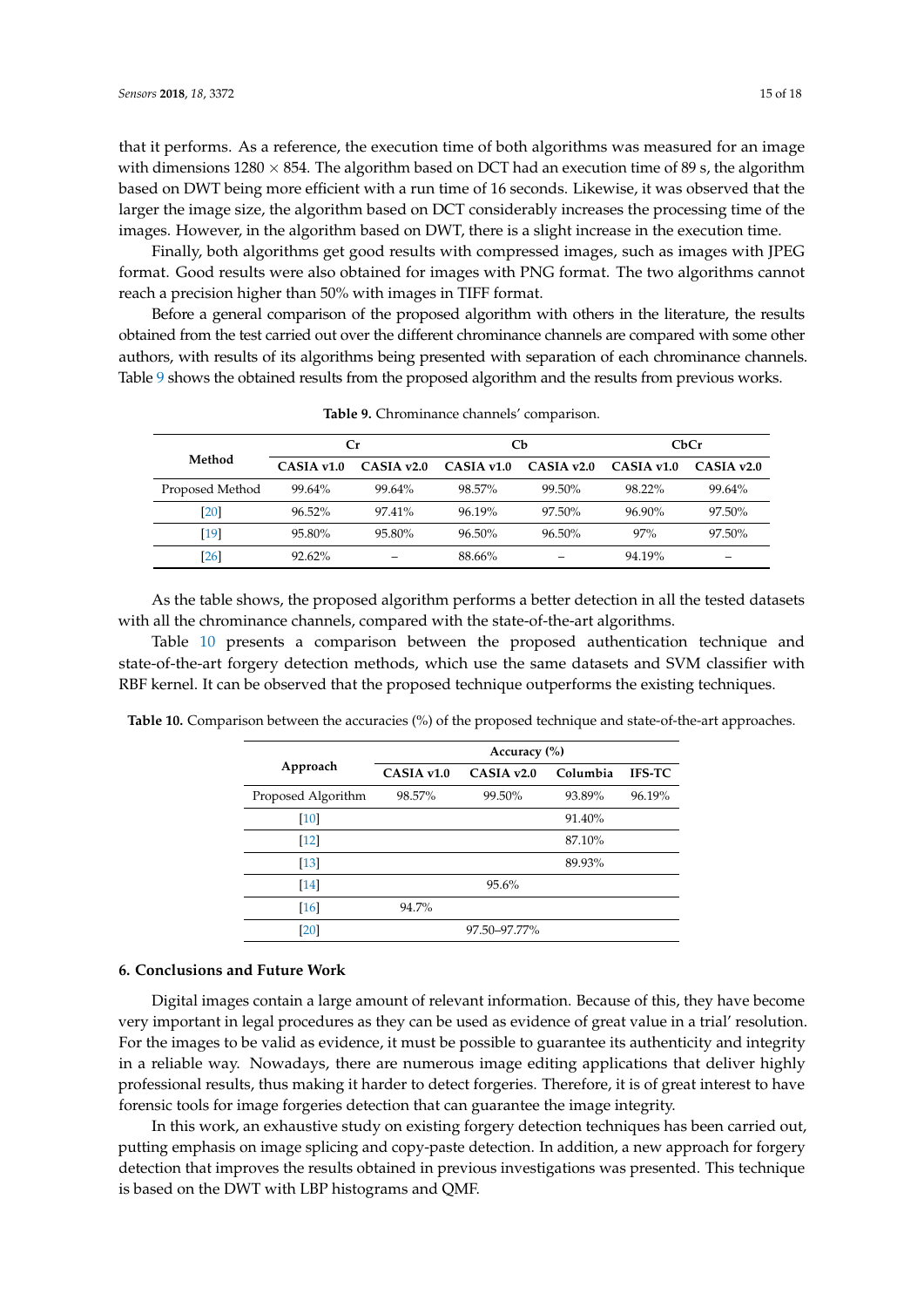that it performs. As a reference, the execution time of both algorithms was measured for an image with dimensions 1280 × 854. The algorithm based on DCT had an execution time of 89 s, the algorithm based on DWT being more efficient with a run time of 16 seconds. Likewise, it was observed that the larger the image size, the algorithm based on DCT considerably increases the processing time of the images. However, in the algorithm based on DWT, there is a slight increase in the execution time.

Finally, both algorithms get good results with compressed images, such as images with JPEG format. Good results were also obtained for images with PNG format. The two algorithms cannot reach a precision higher than 50% with images in TIFF format.

Before a general comparison of the proposed algorithm with others in the literature, the results obtained from the test carried out over the different chrominance channels are compared with some other authors, with results of its algorithms being presented with separation of each chrominance channels. Table 9 shows the obtained results from the proposed algorithm and the results from previous works.

**Table 9.** Chrominance channels' comparison.

| Method | Cr | | Cb | | CbCr | |
|---|---|---|---|---|---|---|
| | CASIA v1.0 | CASIA v2.0 | CASIA v1.0 | CASIA v2.0 | CASIA v1.0 | CASIA v2.0 |
| Proposed Method | 99.64% | 99.64% | 98.57% | 99.50% | 98.22% | 99.64% |
| [20] | 96.52% | 97.41% | 96.19% | 97.50% | 96.90% | 97.50% |
| [19] | 95.80% | 95.80% | 96.50% | 96.50% | 97% | 97.50% |
| [26] | 92.62% | – | 88.66% | – | 94.19% | – |

As the table shows, the proposed algorithm performs a better detection in all the tested datasets with all the chrominance channels, compared with the state-of-the-art algorithms.

Table 10 presents a comparison between the proposed authentication technique and state-of-the-art forgery detection methods, which use the same datasets and SVM classifier with RBF kernel. It can be observed that the proposed technique outperforms the existing techniques.

**Table 10.** Comparison between the accuracies (%) of the proposed technique and state-of-the-art approaches.

| Approach | Accuracy (%) | | | |
|---|---|---|---|---|
| | CASIA v1.0 | CASIA v2.0 | Columbia | IFS-TC |
| Proposed Algorithm | 98.57% | 99.50% | 93.89% | 96.19% |
| [10] | | | 91.40% | |
| [12] | | | 87.10% | |
| [13] | | | 89.93% | |
| [14] | | 95.6% | | |
| [16] | 94.7% | | | |
| [20] | | 97.50–97.77% | | |

## 6. Conclusions and Future Work

Digital images contain a large amount of relevant information. Because of this, they have become very important in legal procedures as they can be used as evidence of great value in a trial' resolution. For the images to be valid as evidence, it must be possible to guarantee its authenticity and integrity in a reliable way. Nowadays, there are numerous image editing applications that deliver highly professional results, thus making it harder to detect forgeries. Therefore, it is of great interest to have forensic tools for image forgeries detection that can guarantee the image integrity.

In this work, an exhaustive study on existing forgery detection techniques has been carried out, putting emphasis on image splicing and copy-paste detection. In addition, a new approach for forgery detection that improves the results obtained in previous investigations was presented. This technique is based on the DWT with LBP histograms and QMF.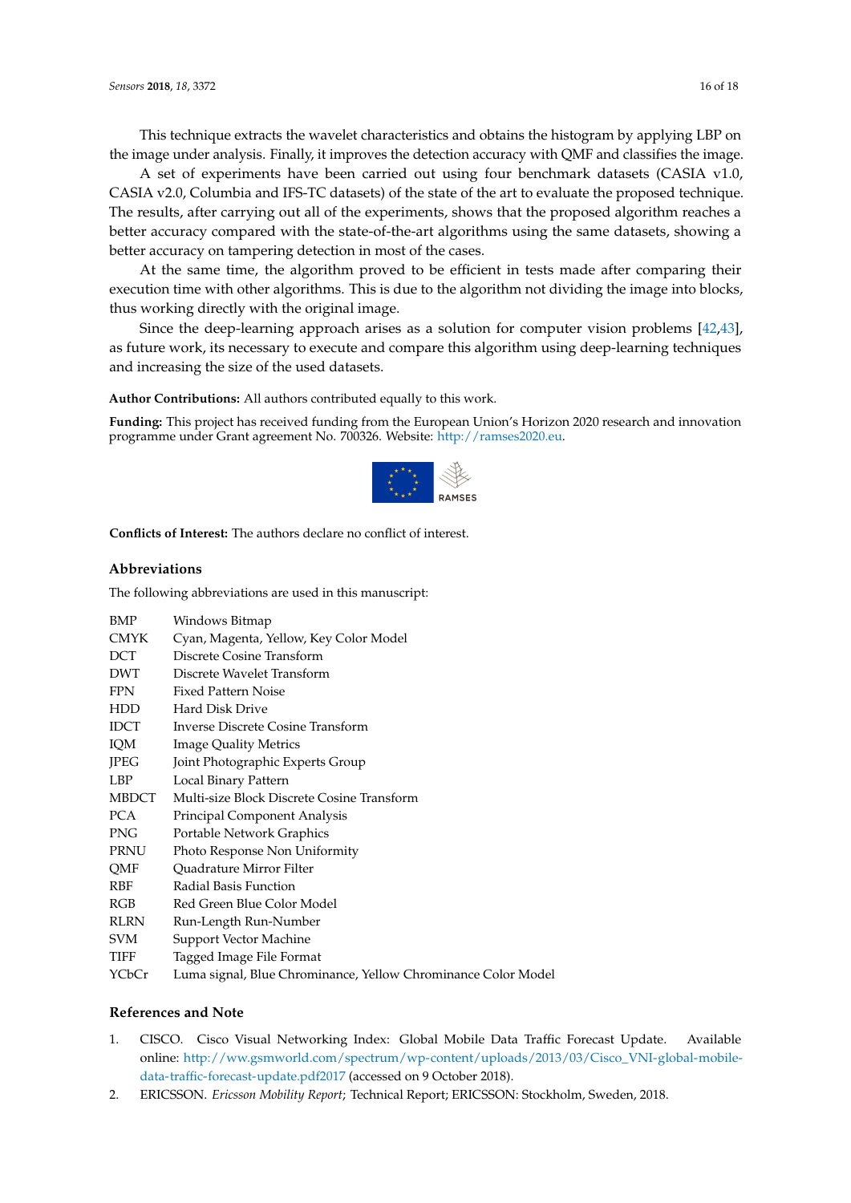This technique extracts the wavelet characteristics and obtains the histogram by applying LBP on the image under analysis. Finally, it improves the detection accuracy with QMF and classifies the image.

A set of experiments have been carried out using four benchmark datasets (CASIA v1.0, CASIA v2.0, Columbia and IFS-TC datasets) of the state of the art to evaluate the proposed technique. The results, after carrying out all of the experiments, shows that the proposed algorithm reaches a better accuracy compared with the state-of-the-art algorithms using the same datasets, showing a better accuracy on tampering detection in most of the cases.

At the same time, the algorithm proved to be efficient in tests made after comparing their execution time with other algorithms. This is due to the algorithm not dividing the image into blocks, thus working directly with the original image.

Since the deep-learning approach arises as a solution for computer vision problems [42,43], as future work, its necessary to execute and compare this algorithm using deep-learning techniques and increasing the size of the used datasets.

**Author Contributions:** All authors contributed equally to this work.

**Funding:** This project has received funding from the European Union's Horizon 2020 research and innovation programme under Grant agreement No. 700326. Website: http://ramses2020.eu.

**Conflicts of Interest:** The authors declare no conflict of interest.

## Abbreviations

The following abbreviations are used in this manuscript:

| | |
|---|---|
| BMP | Windows Bitmap |
| CMYK | Cyan, Magenta, Yellow, Key Color Model |
| DCT | Discrete Cosine Transform |
| DWT | Discrete Wavelet Transform |
| FPN | Fixed Pattern Noise |
| HDD | Hard Disk Drive |
| IDCT | Inverse Discrete Cosine Transform |
| IQM | Image Quality Metrics |
| JPEG | Joint Photographic Experts Group |
| LBP | Local Binary Pattern |
| MBDCT | Multi-size Block Discrete Cosine Transform |
| PCA | Principal Component Analysis |
| PNG | Portable Network Graphics |
| PRNU | Photo Response Non Uniformity |
| QMF | Quadrature Mirror Filter |
| RBF | Radial Basis Function |
| RGB | Red Green Blue Color Model |
| RLRN | Run-Length Run-Number |
| SVM | Support Vector Machine |
| TIFF | Tagged Image File Format |
| YCbCr | Luma signal, Blue Chrominance, Yellow Chrominance Color Model |

## References and Note

1. CISCO. Cisco Visual Networking Index: Global Mobile Data Traffic Forecast Update. Available online: http://ww.gsmworld.com/spectrum/wp-content/uploads/2013/03/Cisco_VNI-global-mobile-data-traffic-forecast-update.pdf2017 (accessed on 9 October 2018).
2. ERICSSON. *Ericsson Mobility Report*; Technical Report; ERICSSON: Stockholm, Sweden, 2018.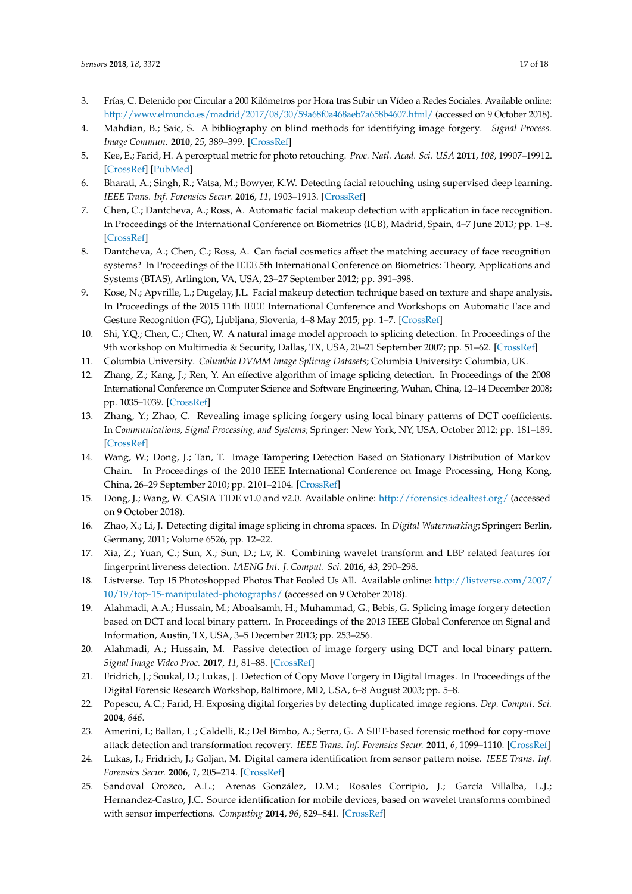3. Frías, C. Detenido por Circular a 200 Kilómetros por Hora tras Subir un Vídeo a Redes Sociales. Available online: http://www.elmundo.es/madrid/2017/08/30/59a68f0a468aeb7a658b4607.html/ (accessed on 9 October 2018).
4. Mahdian, B.; Saic, S. A bibliography on blind methods for identifying image forgery. *Signal Process. Image Commun.* **2010**, *25*, 389–399. [CrossRef]
5. Kee, E.; Farid, H. A perceptual metric for photo retouching. *Proc. Natl. Acad. Sci. USA* **2011**, *108*, 19907–19912. [CrossRef] [PubMed]
6. Bharati, A.; Singh, R.; Vatsa, M.; Bowyer, K.W. Detecting facial retouching using supervised deep learning. *IEEE Trans. Inf. Forensics Secur.* **2016**, *11*, 1903–1913. [CrossRef]
7. Chen, C.; Dantcheva, A.; Ross, A. Automatic facial makeup detection with application in face recognition. In Proceedings of the International Conference on Biometrics (ICB), Madrid, Spain, 4–7 June 2013; pp. 1–8. [CrossRef]
8. Dantcheva, A.; Chen, C.; Ross, A. Can facial cosmetics affect the matching accuracy of face recognition systems? In Proceedings of the IEEE 5th International Conference on Biometrics: Theory, Applications and Systems (BTAS), Arlington, VA, USA, 23–27 September 2012; pp. 391–398.
9. Kose, N.; Apvrille, L.; Dugelay, J.L. Facial makeup detection technique based on texture and shape analysis. In Proceedings of the 2015 11th IEEE International Conference and Workshops on Automatic Face and Gesture Recognition (FG), Ljubljana, Slovenia, 4–8 May 2015; pp. 1–7. [CrossRef]
10. Shi, Y.Q.; Chen, C.; Chen, W. A natural image model approach to splicing detection. In Proceedings of the 9th workshop on Multimedia & Security, Dallas, TX, USA, 20–21 September 2007; pp. 51–62. [CrossRef]
11. Columbia University. *Columbia DVMM Image Splicing Datasets*; Columbia University: Columbia, UK.
12. Zhang, Z.; Kang, J.; Ren, Y. An effective algorithm of image splicing detection. In Proceedings of the 2008 International Conference on Computer Science and Software Engineering, Wuhan, China, 12–14 December 2008; pp. 1035–1039. [CrossRef]
13. Zhang, Y.; Zhao, C. Revealing image splicing forgery using local binary patterns of DCT coefficients. In *Communications, Signal Processing, and Systems*; Springer: New York, NY, USA, October 2012; pp. 181–189. [CrossRef]
14. Wang, W.; Dong, J.; Tan, T. Image Tampering Detection Based on Stationary Distribution of Markov Chain. In Proceedings of the 2010 IEEE International Conference on Image Processing, Hong Kong, China, 26–29 September 2010; pp. 2101–2104. [CrossRef]
15. Dong, J.; Wang, W. CASIA TIDE v1.0 and v2.0. Available online: http://forensics.idealtest.org/ (accessed on 9 October 2018).
16. Zhao, X.; Li, J. Detecting digital image splicing in chroma spaces. In *Digital Watermarking*; Springer: Berlin, Germany, 2011; Volume 6526, pp. 12–22.
17. Xia, Z.; Yuan, C.; Sun, X.; Sun, D.; Lv, R. Combining wavelet transform and LBP related features for fingerprint liveness detection. *IAENG Int. J. Comput. Sci.* **2016**, *43*, 290–298.
18. Listverse. Top 15 Photoshopped Photos That Fooled Us All. Available online: http://listverse.com/2007/10/19/top-15-manipulated-photographs/ (accessed on 9 October 2018).
19. Alahmadi, A.A.; Hussain, M.; Aboalsamh, H.; Muhammad, G.; Bebis, G. Splicing image forgery detection based on DCT and local binary pattern. In Proceedings of the 2013 IEEE Global Conference on Signal and Information, Austin, TX, USA, 3–5 December 2013; pp. 253–256.
20. Alahmadi, A.; Hussain, M. Passive detection of image forgery using DCT and local binary pattern. *Signal Image Video Proc.* **2017**, *11*, 81–88. [CrossRef]
21. Fridrich, J.; Soukal, D.; Lukas, J. Detection of Copy Move Forgery in Digital Images. In Proceedings of the Digital Forensic Research Workshop, Baltimore, MD, USA, 6–8 August 2003; pp. 5–8.
22. Popescu, A.C.; Farid, H. Exposing digital forgeries by detecting duplicated image regions. *Dep. Comput. Sci.* **2004**, *646*.
23. Amerini, I.; Ballan, L.; Caldelli, R.; Del Bimbo, A.; Serra, G. A SIFT-based forensic method for copy-move attack detection and transformation recovery. *IEEE Trans. Inf. Forensics Secur.* **2011**, *6*, 1099–1110. [CrossRef]
24. Lukas, J.; Fridrich, J.; Goljan, M. Digital camera identification from sensor pattern noise. *IEEE Trans. Inf. Forensics Secur.* **2006**, *1*, 205–214. [CrossRef]
25. Sandoval Orozco, A.L.; Arenas González, D.M.; Rosales Corripio, J.; García Villalba, L.J.; Hernandez-Castro, J.C. Source identification for mobile devices, based on wavelet transforms combined with sensor imperfections. *Computing* **2014**, *96*, 829–841. [CrossRef]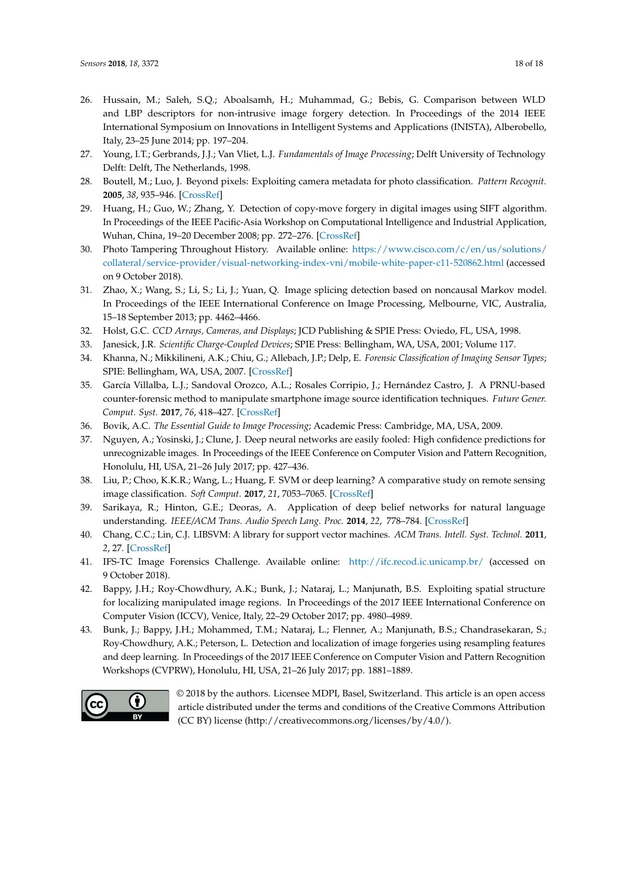26. Hussain, M.; Saleh, S.Q.; Aboalsamh, H.; Muhammad, G.; Bebis, G. Comparison between WLD and LBP descriptors for non-intrusive image forgery detection. In Proceedings of the 2014 IEEE International Symposium on Innovations in Intelligent Systems and Applications (INISTA), Alberobello, Italy, 23–25 June 2014; pp. 197–204.
27. Young, I.T.; Gerbrands, J.J.; Van Vliet, L.J. *Fundamentals of Image Processing*; Delft University of Technology Delft: Delft, The Netherlands, 1998.
28. Boutell, M.; Luo, J. Beyond pixels: Exploiting camera metadata for photo classification. *Pattern Recognit.* **2005**, *38*, 935–946. [CrossRef]
29. Huang, H.; Guo, W.; Zhang, Y. Detection of copy-move forgery in digital images using SIFT algorithm. In Proceedings of the IEEE Pacific-Asia Workshop on Computational Intelligence and Industrial Application, Wuhan, China, 19–20 December 2008; pp. 272–276. [CrossRef]
30. Photo Tampering Throughout History. Available online: https://www.cisco.com/c/en/us/solutions/collateral/service-provider/visual-networking-index-vni/mobile-white-paper-c11-520862.html (accessed on 9 October 2018).
31. Zhao, X.; Wang, S.; Li, S.; Li, J.; Yuan, Q. Image splicing detection based on noncausal Markov model. In Proceedings of the IEEE International Conference on Image Processing, Melbourne, VIC, Australia, 15–18 September 2013; pp. 4462–4466.
32. Holst, G.C. *CCD Arrays, Cameras, and Displays*; JCD Publishing & SPIE Press: Oviedo, FL, USA, 1998.
33. Janesick, J.R. *Scientific Charge-Coupled Devices*; SPIE Press: Bellingham, WA, USA, 2001; Volume 117.
34. Khanna, N.; Mikkilineni, A.K.; Chiu, G.; Allebach, J.P.; Delp, E. *Forensic Classification of Imaging Sensor Types*; SPIE: Bellingham, WA, USA, 2007. [CrossRef]
35. García Villalba, L.J.; Sandoval Orozco, A.L.; Rosales Corripio, J.; Hernández Castro, J. A PRNU-based counter-forensic method to manipulate smartphone image source identification techniques. *Future Gener. Comput. Syst.* **2017**, *76*, 418–427. [CrossRef]
36. Bovik, A.C. *The Essential Guide to Image Processing*; Academic Press: Cambridge, MA, USA, 2009.
37. Nguyen, A.; Yosinski, J.; Clune, J. Deep neural networks are easily fooled: High confidence predictions for unrecognizable images. In Proceedings of the IEEE Conference on Computer Vision and Pattern Recognition, Honolulu, HI, USA, 21–26 July 2017; pp. 427–436.
38. Liu, P.; Choo, K.K.R.; Wang, L.; Huang, F. SVM or deep learning? A comparative study on remote sensing image classification. *Soft Comput.* **2017**, *21*, 7053–7065. [CrossRef]
39. Sarikaya, R.; Hinton, G.E.; Deoras, A. Application of deep belief networks for natural language understanding. *IEEE/ACM Trans. Audio Speech Lang. Proc.* **2014**, *22*, 778–784. [CrossRef]
40. Chang, C.C.; Lin, C.J. LIBSVM: A library for support vector machines. *ACM Trans. Intell. Syst. Technol.* **2011**, *2*, 27. [CrossRef]
41. IFS-TC Image Forensics Challenge. Available online: http://ifc.recod.ic.unicamp.br/ (accessed on 9 October 2018).
42. Bappy, J.H.; Roy-Chowdhury, A.K.; Bunk, J.; Nataraj, L.; Manjunath, B.S. Exploiting spatial structure for localizing manipulated image regions. In Proceedings of the 2017 IEEE International Conference on Computer Vision (ICCV), Venice, Italy, 22–29 October 2017; pp. 4980–4989.
43. Bunk, J.; Bappy, J.H.; Mohammed, T.M.; Nataraj, L.; Flenner, A.; Manjunath, B.S.; Chandrasekaran, S.; Roy-Chowdhury, A.K.; Peterson, L. Detection and localization of image forgeries using resampling features and deep learning. In Proceedings of the 2017 IEEE Conference on Computer Vision and Pattern Recognition Workshops (CVPRW), Honolulu, HI, USA, 21–26 July 2017; pp. 1881–1889.

© 2018 by the authors. Licensee MDPI, Basel, Switzerland. This article is an open access article distributed under the terms and conditions of the Creative Commons Attribution (CC BY) license (http://creativecommons.org/licenses/by/4.0/).